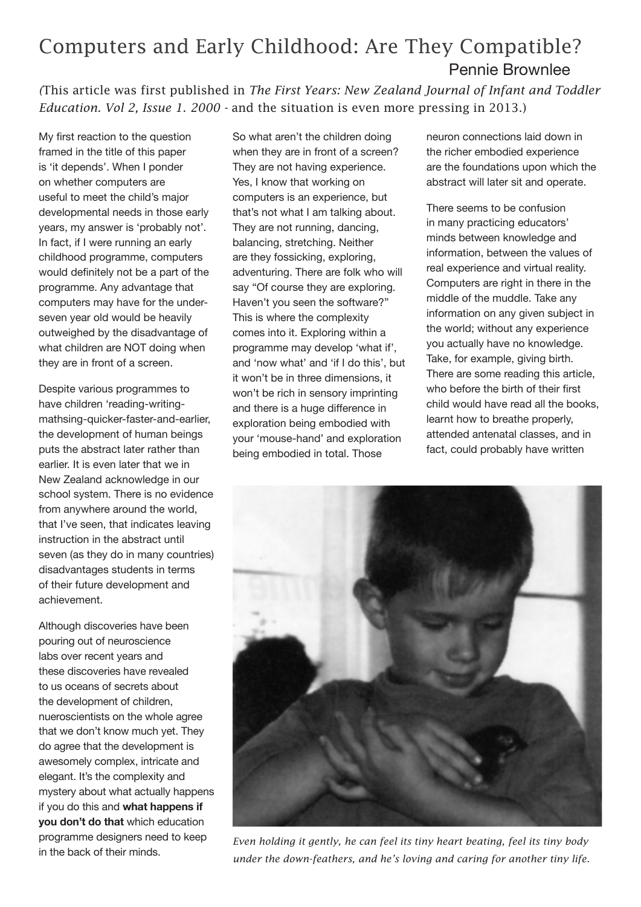# Computers and Early Childhood: Are They Compatible?

Pennie Brownlee

*(This article was first published in The First Years: New Zealand Journal of Infant and Toddler Education. Vol 2, Issue 1. 2000 - and the situation is even more pressing in 2013.)*

My first reaction to the question framed in the title of this paper is 'it depends'. When I ponder on whether computers are useful to meet the child's major developmental needs in those early years, my answer is 'probably not'. In fact, if I were running an early childhood programme, computers would definitely not be a part of the programme. Any advantage that computers may have for the under-seven year old would be heavily outweighed by the disadvantage of what children are NOT doing when they are in front of a screen.

Despite various programmes to have children 'reading-writing-mathsing-quicker-faster-and-earlier, the development of human beings puts the abstract later rather than earlier. It is even later that we in New Zealand acknowledge in our school system. There is no evidence from anywhere around the world, that I've seen, that indicates leaving instruction in the abstract until seven (as they do in many countries) disadvantages students in terms of their future development and achievement.

Although discoveries have been pouring out of neuroscience labs over recent years and these discoveries have revealed to us oceans of secrets about the development of children, nueroscientists on the whole agree that we don't know much yet. They do agree that the development is awesomely complex, intricate and elegant. It's the complexity and mystery about what actually happens if you do this and **what happens if you don't do that** which education programme designers need to keep in the back of their minds.

So what aren't the children doing when they are in front of a screen? They are not having experience. Yes, I know that working on computers is an experience, but that's not what I am talking about. They are not running, dancing, balancing, stretching. Neither are they fossicking, exploring, adventuring. There are folk who will say "Of course they are exploring. Haven't you seen the software?" This is where the complexity comes into it. Exploring within a programme may develop 'what if', and 'now what' and 'if I do this', but it won't be in three dimensions, it won't be rich in sensory imprinting and there is a huge difference in exploration being embodied with your 'mouse-hand' and exploration being embodied in total. Those neuron connections laid down in the richer embodied experience are the foundations upon which the abstract will later sit and operate.

There seems to be confusion in many practicing educators' minds between knowledge and information, between the values of real experience and virtual reality. Computers are right in there in the middle of the muddle. Take any information on any given subject in the world; without any experience you actually have no knowledge. Take, for example, giving birth. There are some reading this article, who before the birth of their first child would have read all the books, learnt how to breathe properly, attended antenatal classes, and in fact, could probably have written

*Even holding it gently, he can feel its tiny heart beating, feel its tiny body under the down-feathers, and he's loving and caring for another tiny life.*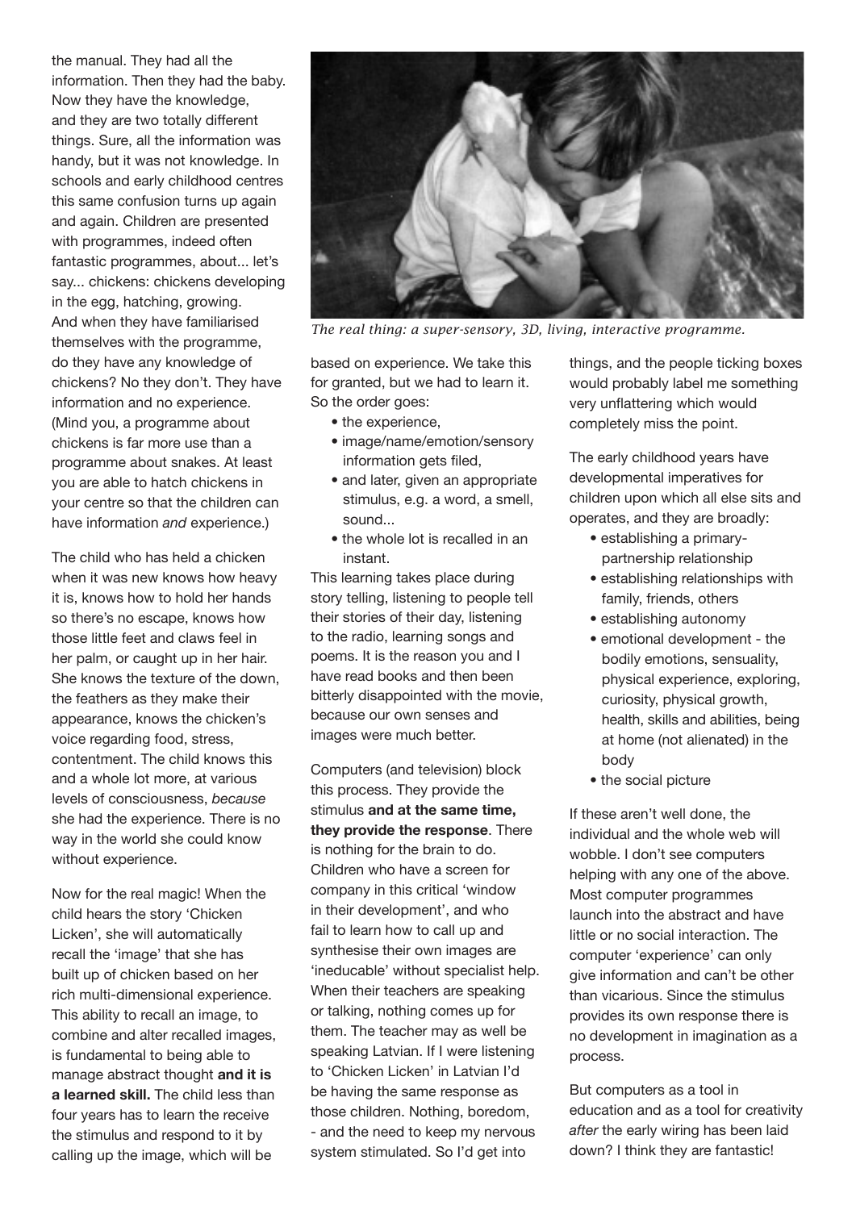the manual. They had all the information. Then they had the baby. Now they have the knowledge, and they are two totally different things. Sure, all the information was handy, but it was not knowledge. In schools and early childhood centres this same confusion turns up again and again. Children are presented with programmes, indeed often fantastic programmes, about... let's say... chickens: chickens developing in the egg, hatching, growing. And when they have familiarised themselves with the programme, do they have any knowledge of chickens? No they don't. They have information and no experience. (Mind you, a programme about chickens is far more use than a programme about snakes. At least you are able to hatch chickens in your centre so that the children can have information *and* experience.)

The child who has held a chicken when it was new knows how heavy it is, knows how to hold her hands so there's no escape, knows how those little feet and claws feel in her palm, or caught up in her hair. She knows the texture of the down, the feathers as they make their appearance, knows the chicken's voice regarding food, stress, contentment. The child knows this and a whole lot more, at various levels of consciousness, *because* she had the experience. There is no way in the world she could know without experience.

Now for the real magic! When the child hears the story 'Chicken Licken', she will automatically recall the 'image' that she has built up of chicken based on her rich multi-dimensional experience. This ability to recall an image, to combine and alter recalled images, is fundamental to being able to manage abstract thought **and it is a learned skill.** The child less than four years has to learn the receive the stimulus and respond to it by calling up the image, which will be based on experience. We take this for granted, but we had to learn it. So the order goes:

- the experience,
- image/name/emotion/sensory information gets filed,
- and later, given an appropriate stimulus, e.g. a word, a smell, sound...
- the whole lot is recalled in an instant.

This learning takes place during story telling, listening to people tell their stories of their day, listening to the radio, learning songs and poems. It is the reason you and I have read books and then been bitterly disappointed with the movie, because our own senses and images were much better.

Computers (and television) block this process. They provide the stimulus **and at the same time, they provide the response**. There is nothing for the brain to do. Children who have a screen for company in this critical 'window in their development', and who fail to learn how to call up and synthesise their own images are 'ineducable' without specialist help. When their teachers are speaking or talking, nothing comes up for them. The teacher may as well be speaking Latvian. If I were listening to 'Chicken Licken' in Latvian I'd be having the same response as those children. Nothing, boredom, - and the need to keep my nervous system stimulated. So I'd get into things, and the people ticking boxes would probably label me something very unflattering which would completely miss the point.

*The real thing: a super-sensory, 3D, living, interactive programme.*

The early childhood years have developmental imperatives for children upon which all else sits and operates, and they are broadly:

- establishing a primary-partnership relationship
- establishing relationships with family, friends, others
- establishing autonomy
- emotional development - the bodily emotions, sensuality, physical experience, exploring, curiosity, physical growth, health, skills and abilities, being at home (not alienated) in the body
- the social picture

If these aren't well done, the individual and the whole web will wobble. I don't see computers helping with any one of the above. Most computer programmes launch into the abstract and have little or no social interaction. The computer 'experience' can only give information and can't be other than vicarious. Since the stimulus provides its own response there is no development in imagination as a process.

But computers as a tool in education and as a tool for creativity *after* the early wiring has been laid down? I think they are fantastic!